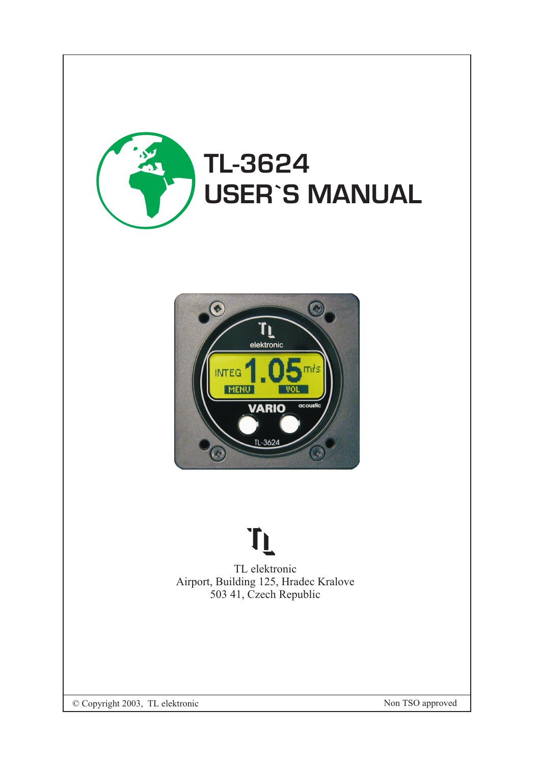# TL-3624
# USER`S MANUAL

TL elektronic
Airport, Building 125, Hradec Kralove
503 41, Czech Republic

© Copyright 2003, TL elektronic

Non TSO approved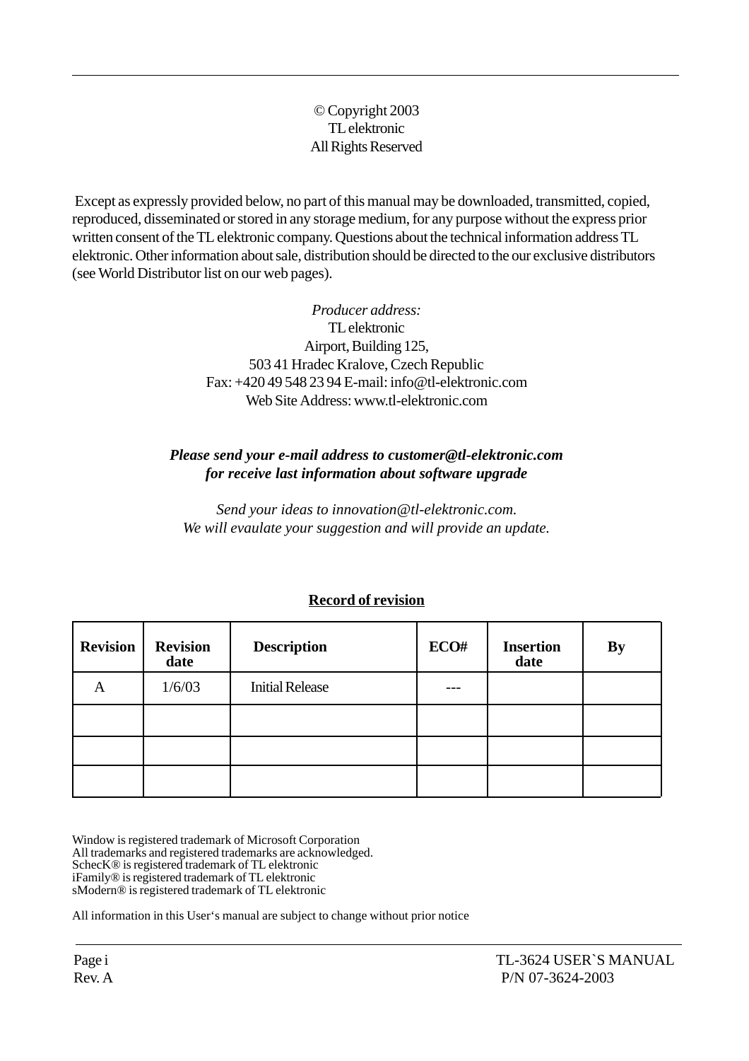© Copyright 2003
TL elektronic
All Rights Reserved

Except as expressly provided below, no part of this manual may be downloaded, transmitted, copied, reproduced, disseminated or stored in any storage medium, for any purpose without the express prior written consent of the TL elektronic company. Questions about the technical information address TL elektronic. Other information about sale, distribution should be directed to the our exclusive distributors (see World Distributor list on our web pages).

*Producer address:*
TL elektronic
Airport, Building 125,
503 41 Hradec Kralove, Czech Republic
Fax: +420 49 548 23 94 E-mail: info@tl-elektronic.com
Web Site Address: www.tl-elektronic.com

***Please send your e-mail address to customer@tl-elektronic.com for receive last information about software upgrade***

*Send your ideas to innovation@tl-elektronic.com.*
*We will evaulate your suggestion and will provide an update.*

**Record of revision**

| Revision | Revision date | Description | ECO# | Insertion date | By |
|---|---|---|---|---|---|
| A | 1/6/03 | Initial Release | --- | | |
| | | | | | |
| | | | | | |
| | | | | | |

Window is registered trademark of Microsoft Corporation
All trademarks and registered trademarks are acknowledged.
ScheckK® is registered trademark of TL elektronic
iFamily® is registered trademark of TL elektronic
sModern® is registered trademark of TL elektronic

All information in this User's manual are subject to change without prior notice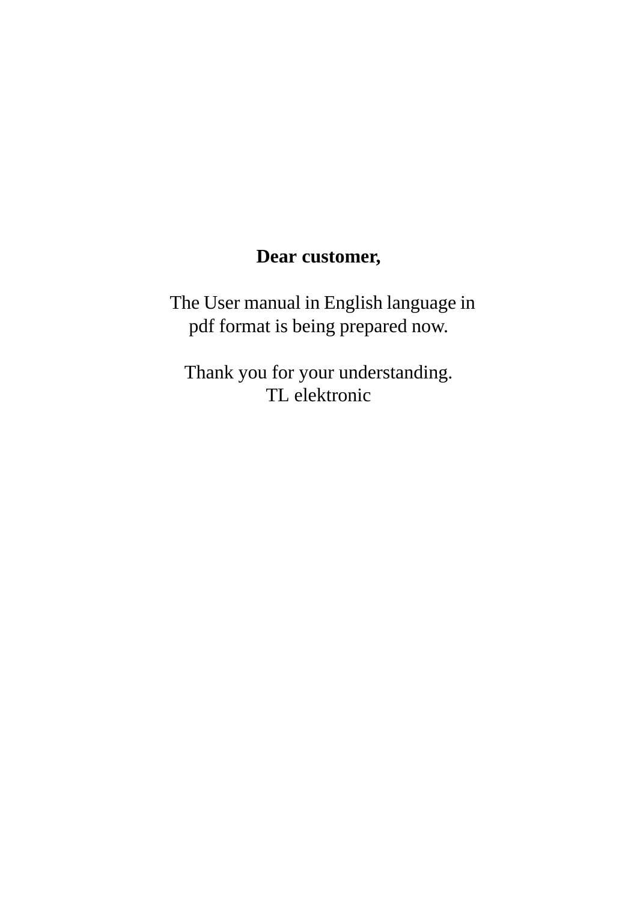**Dear customer,**

The User manual in English language in pdf format is being prepared now.

Thank you for your understanding.
TL elektronic